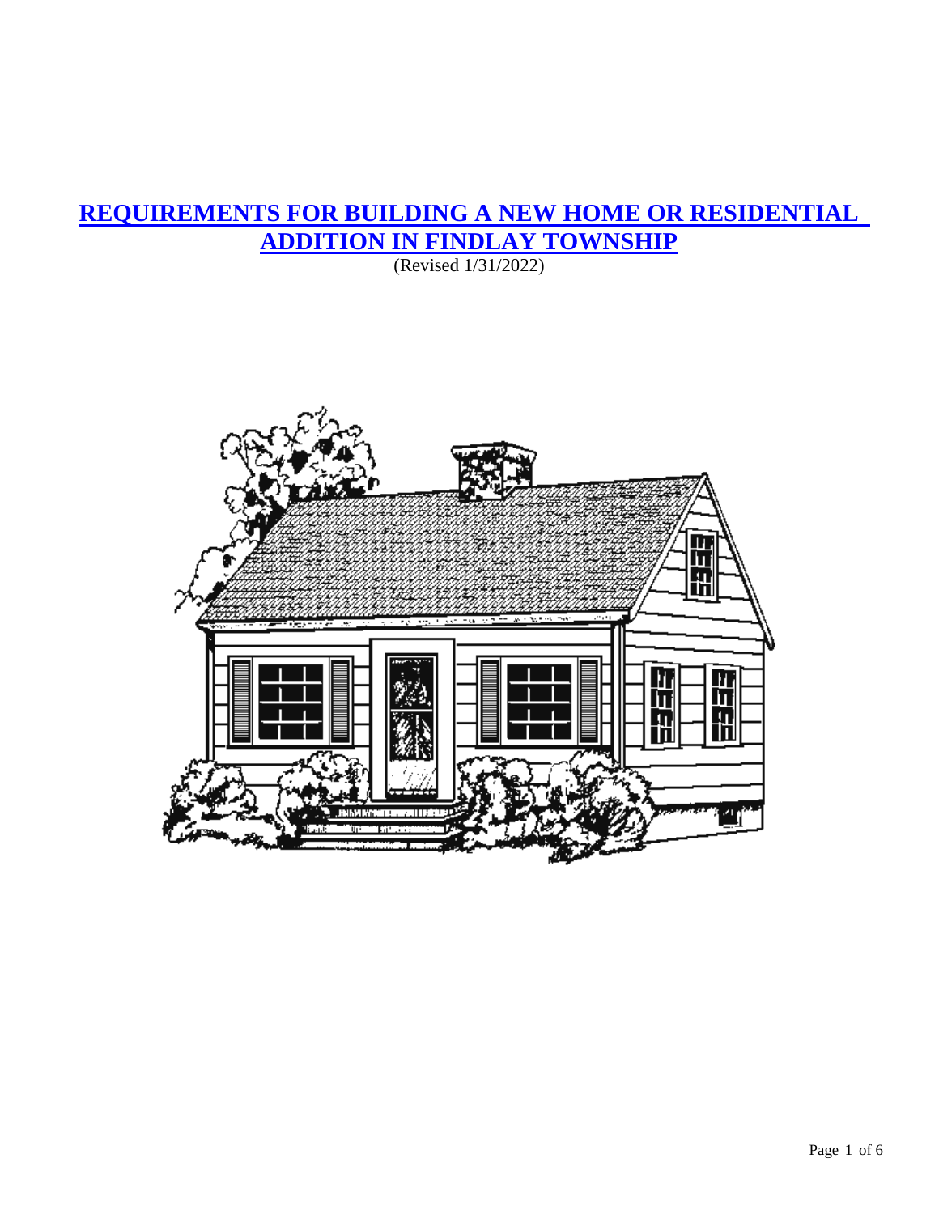# REQUIREMENTS FOR BUILDING A NEW HOME OR RESIDENTIAL ADDITION IN FINDLAY TOWNSHIP

(Revised 1/31/2022)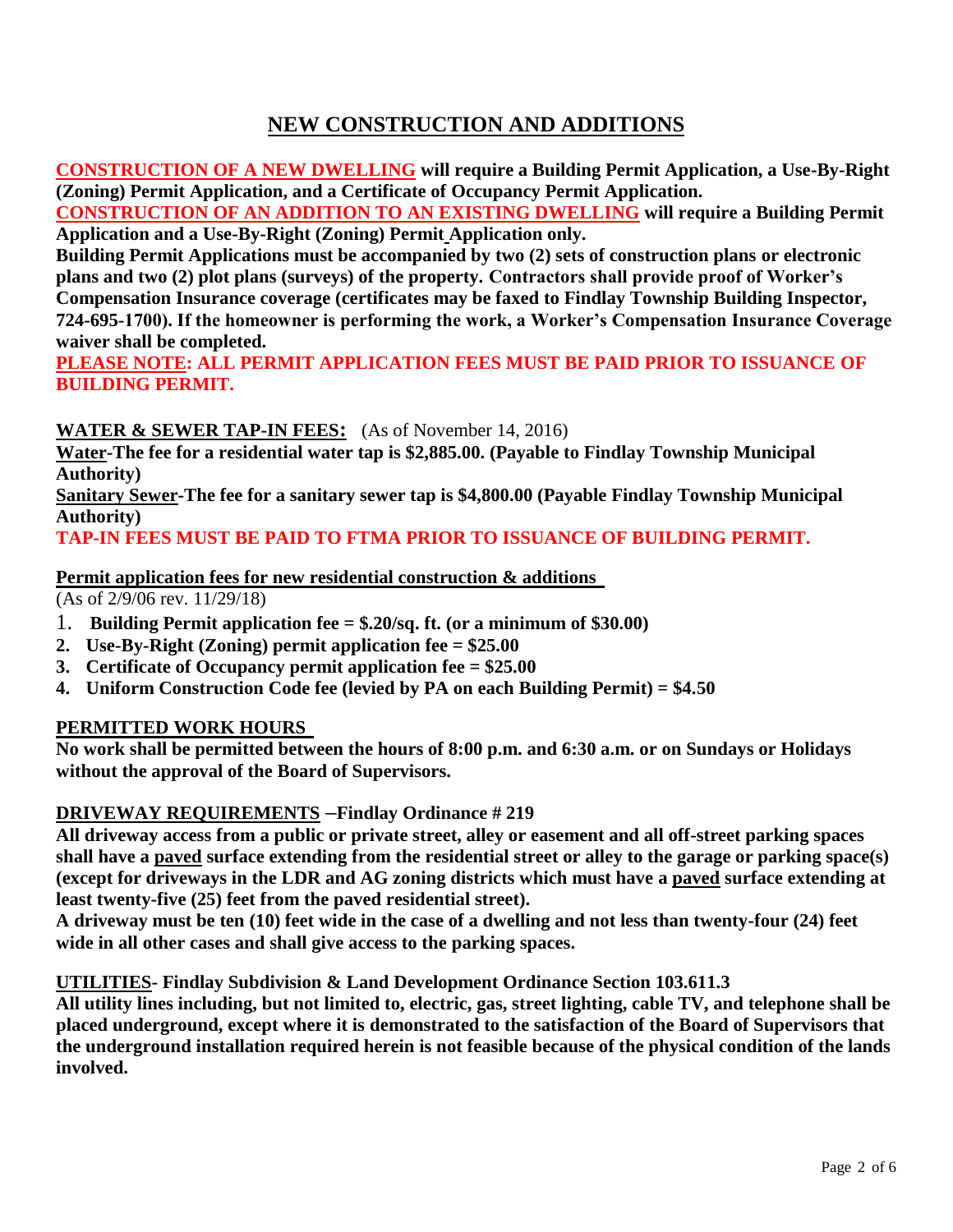# NEW CONSTRUCTION AND ADDITIONS

**CONSTRUCTION OF A NEW DWELLING will require a Building Permit Application, a Use-By-Right (Zoning) Permit Application, and a Certificate of Occupancy Permit Application.**

**CONSTRUCTION OF AN ADDITION TO AN EXISTING DWELLING will require a Building Permit Application and a Use-By-Right (Zoning) Permit Application only.**

**Building Permit Applications must be accompanied by two (2) sets of construction plans or electronic plans and two (2) plot plans (surveys) of the property. Contractors shall provide proof of Worker's Compensation Insurance coverage (certificates may be faxed to Findlay Township Building Inspector, 724-695-1700). If the homeowner is performing the work, a Worker's Compensation Insurance Coverage waiver shall be completed.**

**PLEASE NOTE: ALL PERMIT APPLICATION FEES MUST BE PAID PRIOR TO ISSUANCE OF BUILDING PERMIT.**

**WATER & SEWER TAP-IN FEES:** (As of November 14, 2016)

**Water-The fee for a residential water tap is $2,885.00. (Payable to Findlay Township Municipal Authority)**

**Sanitary Sewer-The fee for a sanitary sewer tap is $4,800.00 (Payable Findlay Township Municipal Authority)**

**TAP-IN FEES MUST BE PAID TO FTMA PRIOR TO ISSUANCE OF BUILDING PERMIT.**

**Permit application fees for new residential construction & additions**

(As of 2/9/06 rev. 11/29/18)

1. **Building Permit application fee = $.20/sq. ft. (or a minimum of $30.00)**
2. **Use-By-Right (Zoning) permit application fee = $25.00**
3. **Certificate of Occupancy permit application fee = $25.00**
4. **Uniform Construction Code fee (levied by PA on each Building Permit) = $4.50**

**PERMITTED WORK HOURS**

**No work shall be permitted between the hours of 8:00 p.m. and 6:30 a.m. or on Sundays or Holidays without the approval of the Board of Supervisors.**

**DRIVEWAY REQUIREMENTS –Findlay Ordinance # 219**

**All driveway access from a public or private street, alley or easement and all off-street parking spaces shall have a paved surface extending from the residential street or alley to the garage or parking space(s) (except for driveways in the LDR and AG zoning districts which must have a paved surface extending at least twenty-five (25) feet from the paved residential street).**

**A driveway must be ten (10) feet wide in the case of a dwelling and not less than twenty-four (24) feet wide in all other cases and shall give access to the parking spaces.**

**UTILITIES- Findlay Subdivision & Land Development Ordinance Section 103.611.3**

**All utility lines including, but not limited to, electric, gas, street lighting, cable TV, and telephone shall be placed underground, except where it is demonstrated to the satisfaction of the Board of Supervisors that the underground installation required herein is not feasible because of the physical condition of the lands involved.**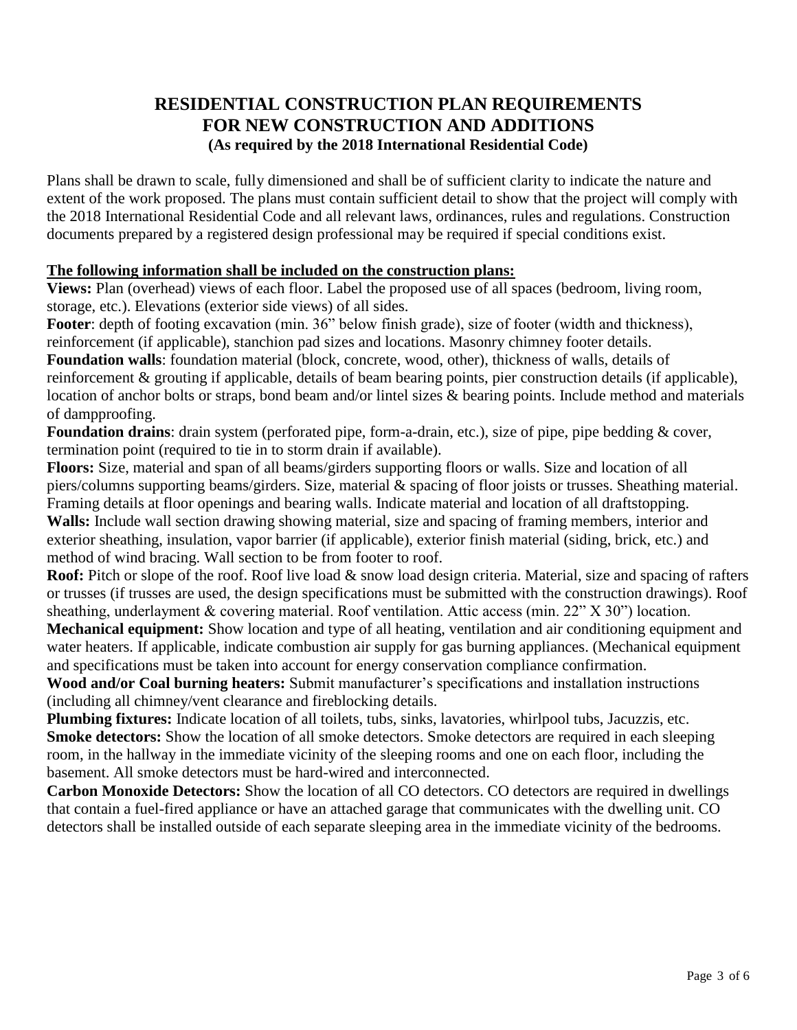# RESIDENTIAL CONSTRUCTION PLAN REQUIREMENTS FOR NEW CONSTRUCTION AND ADDITIONS

**(As required by the 2018 International Residential Code)**

Plans shall be drawn to scale, fully dimensioned and shall be of sufficient clarity to indicate the nature and extent of the work proposed. The plans must contain sufficient detail to show that the project will comply with the 2018 International Residential Code and all relevant laws, ordinances, rules and regulations. Construction documents prepared by a registered design professional may be required if special conditions exist.

**The following information shall be included on the construction plans:**

**Views:** Plan (overhead) views of each floor. Label the proposed use of all spaces (bedroom, living room, storage, etc.). Elevations (exterior side views) of all sides.

**Footer**: depth of footing excavation (min. 36" below finish grade), size of footer (width and thickness), reinforcement (if applicable), stanchion pad sizes and locations. Masonry chimney footer details.

**Foundation walls**: foundation material (block, concrete, wood, other), thickness of walls, details of reinforcement & grouting if applicable, details of beam bearing points, pier construction details (if applicable), location of anchor bolts or straps, bond beam and/or lintel sizes & bearing points. Include method and materials of dampproofing.

**Foundation drains**: drain system (perforated pipe, form-a-drain, etc.), size of pipe, pipe bedding & cover, termination point (required to tie in to storm drain if available).

**Floors:** Size, material and span of all beams/girders supporting floors or walls. Size and location of all piers/columns supporting beams/girders. Size, material & spacing of floor joists or trusses. Sheathing material. Framing details at floor openings and bearing walls. Indicate material and location of all draftstopping.

**Walls:** Include wall section drawing showing material, size and spacing of framing members, interior and exterior sheathing, insulation, vapor barrier (if applicable), exterior finish material (siding, brick, etc.) and method of wind bracing. Wall section to be from footer to roof.

**Roof:** Pitch or slope of the roof. Roof live load & snow load design criteria. Material, size and spacing of rafters or trusses (if trusses are used, the design specifications must be submitted with the construction drawings). Roof sheathing, underlayment & covering material. Roof ventilation. Attic access (min. 22" X 30") location.

**Mechanical equipment:** Show location and type of all heating, ventilation and air conditioning equipment and water heaters. If applicable, indicate combustion air supply for gas burning appliances. (Mechanical equipment and specifications must be taken into account for energy conservation compliance confirmation.

**Wood and/or Coal burning heaters:** Submit manufacturer's specifications and installation instructions (including all chimney/vent clearance and fireblocking details.

**Plumbing fixtures:** Indicate location of all toilets, tubs, sinks, lavatories, whirlpool tubs, Jacuzzis, etc.

**Smoke detectors:** Show the location of all smoke detectors. Smoke detectors are required in each sleeping room, in the hallway in the immediate vicinity of the sleeping rooms and one on each floor, including the basement. All smoke detectors must be hard-wired and interconnected.

**Carbon Monoxide Detectors:** Show the location of all CO detectors. CO detectors are required in dwellings that contain a fuel-fired appliance or have an attached garage that communicates with the dwelling unit. CO detectors shall be installed outside of each separate sleeping area in the immediate vicinity of the bedrooms.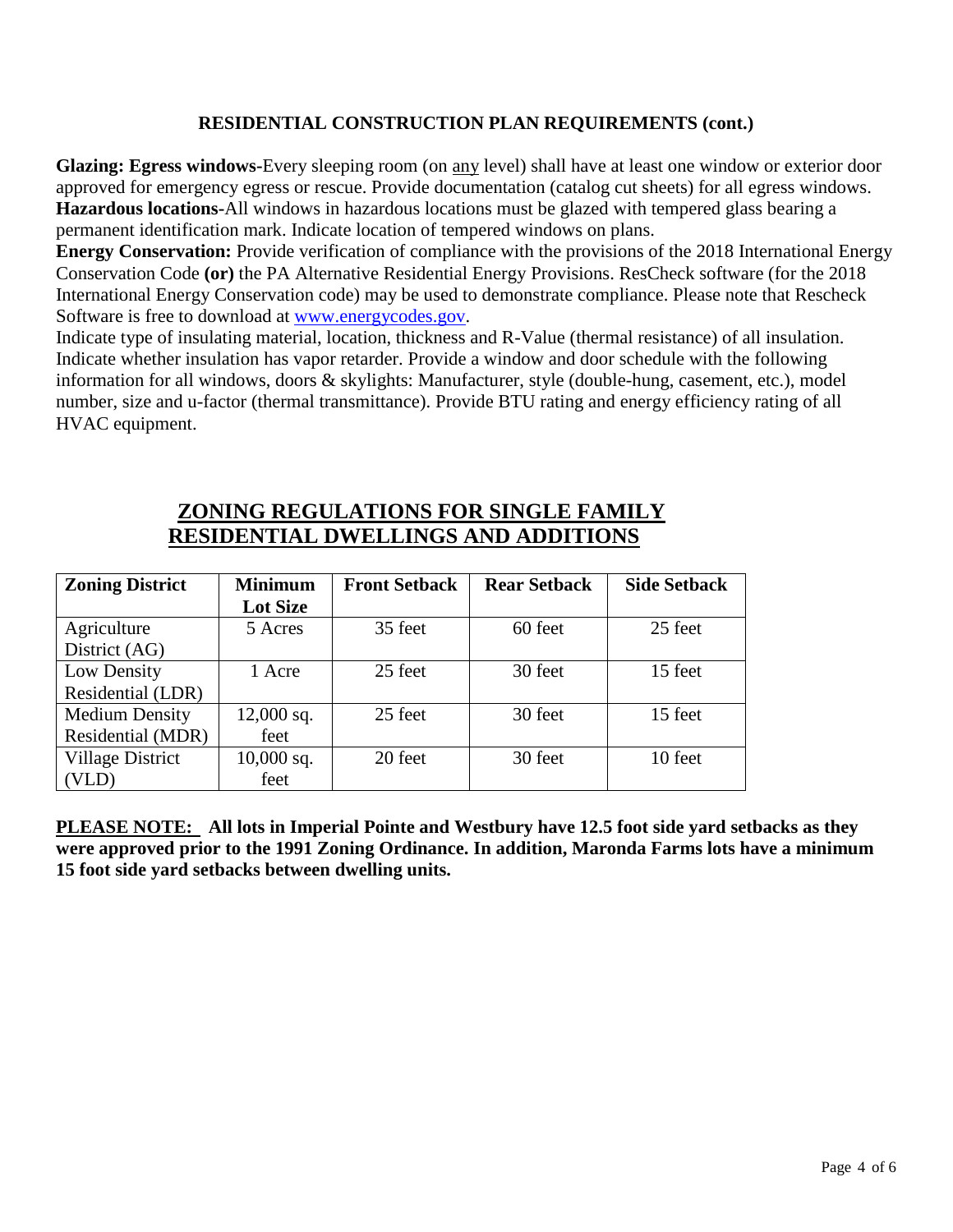## RESIDENTIAL CONSTRUCTION PLAN REQUIREMENTS (cont.)

**Glazing: Egress windows-**Every sleeping room (on any level) shall have at least one window or exterior door approved for emergency egress or rescue. Provide documentation (catalog cut sheets) for all egress windows. **Hazardous locations-**All windows in hazardous locations must be glazed with tempered glass bearing a permanent identification mark. Indicate location of tempered windows on plans.

**Energy Conservation:** Provide verification of compliance with the provisions of the 2018 International Energy Conservation Code **(or)** the PA Alternative Residential Energy Provisions. ResCheck software (for the 2018 International Energy Conservation code) may be used to demonstrate compliance. Please note that Rescheck Software is free to download at www.energycodes.gov.

Indicate type of insulating material, location, thickness and R-Value (thermal resistance) of all insulation. Indicate whether insulation has vapor retarder. Provide a window and door schedule with the following information for all windows, doors & skylights: Manufacturer, style (double-hung, casement, etc.), model number, size and u-factor (thermal transmittance). Provide BTU rating and energy efficiency rating of all HVAC equipment.

## ZONING REGULATIONS FOR SINGLE FAMILY RESIDENTIAL DWELLINGS AND ADDITIONS

| Zoning District | Minimum Lot Size | Front Setback | Rear Setback | Side Setback |
|---|---|---|---|---|
| Agriculture District (AG) | 5 Acres | 35 feet | 60 feet | 25 feet |
| Low Density Residential (LDR) | 1 Acre | 25 feet | 30 feet | 15 feet |
| Medium Density Residential (MDR) | 12,000 sq. feet | 25 feet | 30 feet | 15 feet |
| Village District (VLD) | 10,000 sq. feet | 20 feet | 30 feet | 10 feet |

**PLEASE NOTE: All lots in Imperial Pointe and Westbury have 12.5 foot side yard setbacks as they were approved prior to the 1991 Zoning Ordinance. In addition, Maronda Farms lots have a minimum 15 foot side yard setbacks between dwelling units.**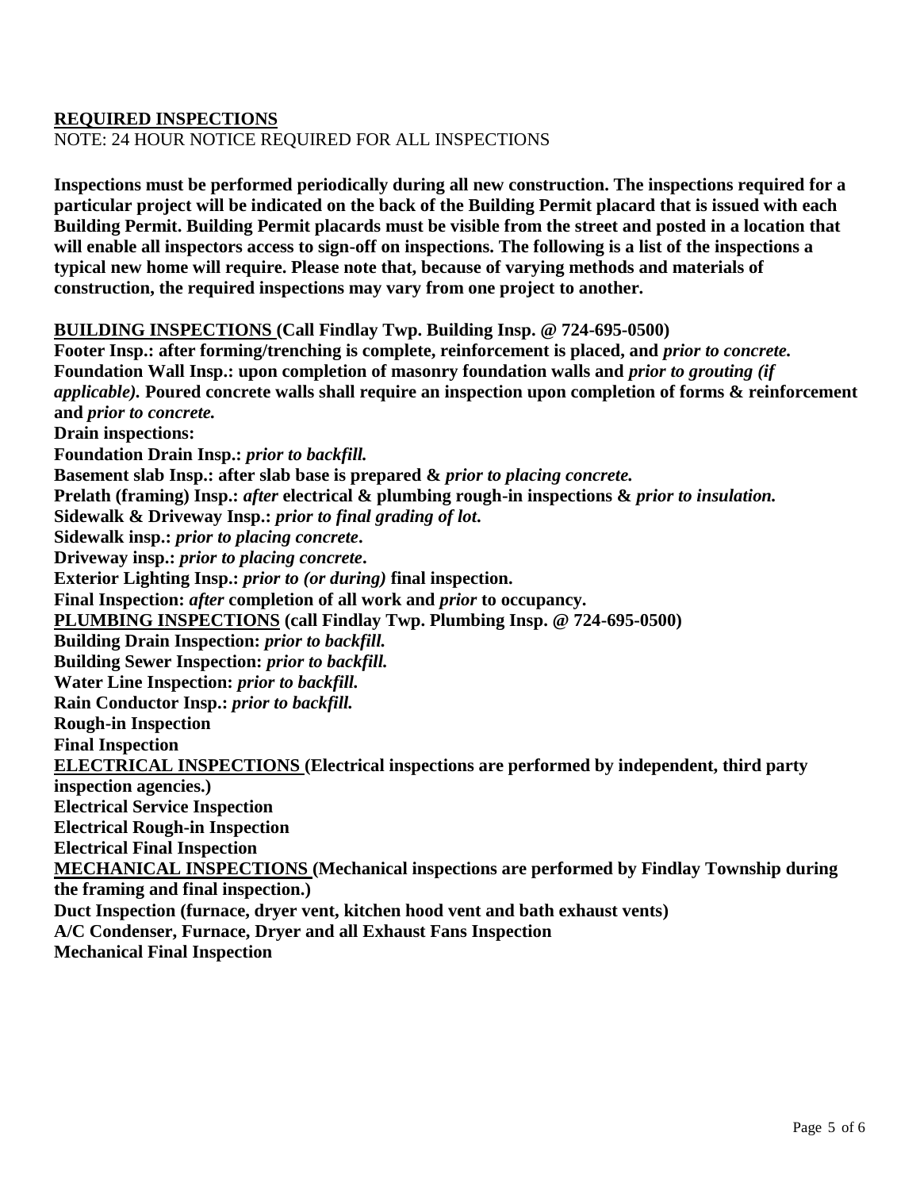## REQUIRED INSPECTIONS

NOTE: 24 HOUR NOTICE REQUIRED FOR ALL INSPECTIONS

**Inspections must be performed periodically during all new construction. The inspections required for a particular project will be indicated on the back of the Building Permit placard that is issued with each Building Permit. Building Permit placards must be visible from the street and posted in a location that will enable all inspectors access to sign-off on inspections. The following is a list of the inspections a typical new home will require. Please note that, because of varying methods and materials of construction, the required inspections may vary from one project to another.**

**BUILDING INSPECTIONS (Call Findlay Twp. Building Insp. @ 724-695-0500)**

**Footer Insp.: after forming/trenching is complete, reinforcement is placed, and *prior to concrete.***

**Foundation Wall Insp.: upon completion of masonry foundation walls and *prior to grouting (if applicable).* Poured concrete walls shall require an inspection upon completion of forms & reinforcement and *prior to concrete.***

**Drain inspections:**

**Foundation Drain Insp.: *prior to backfill.***

**Basement slab Insp.: after slab base is prepared & *prior to placing concrete.***

**Prelath (framing) Insp.: *after* electrical & plumbing rough-in inspections & *prior to insulation.***

**Sidewalk & Driveway Insp.: *prior to final grading of lot*.**

**Sidewalk insp.: *prior to placing concrete*.**

**Driveway insp.: *prior to placing concrete*.**

**Exterior Lighting Insp.: *prior to (or during)* final inspection.**

**Final Inspection: *after* completion of all work and *prior* to occupancy.**

**PLUMBING INSPECTIONS (call Findlay Twp. Plumbing Insp. @ 724-695-0500)**

**Building Drain Inspection: *prior to backfill.***

**Building Sewer Inspection: *prior to backfill.***

**Water Line Inspection: *prior to backfill.***

**Rain Conductor Insp.: *prior to backfill.***

**Rough-in Inspection**

**Final Inspection**

**ELECTRICAL INSPECTIONS (Electrical inspections are performed by independent, third party inspection agencies.)**

**Electrical Service Inspection**

**Electrical Rough-in Inspection**

**Electrical Final Inspection**

**MECHANICAL INSPECTIONS (Mechanical inspections are performed by Findlay Township during the framing and final inspection.)**

**Duct Inspection (furnace, dryer vent, kitchen hood vent and bath exhaust vents)**

**A/C Condenser, Furnace, Dryer and all Exhaust Fans Inspection**

**Mechanical Final Inspection**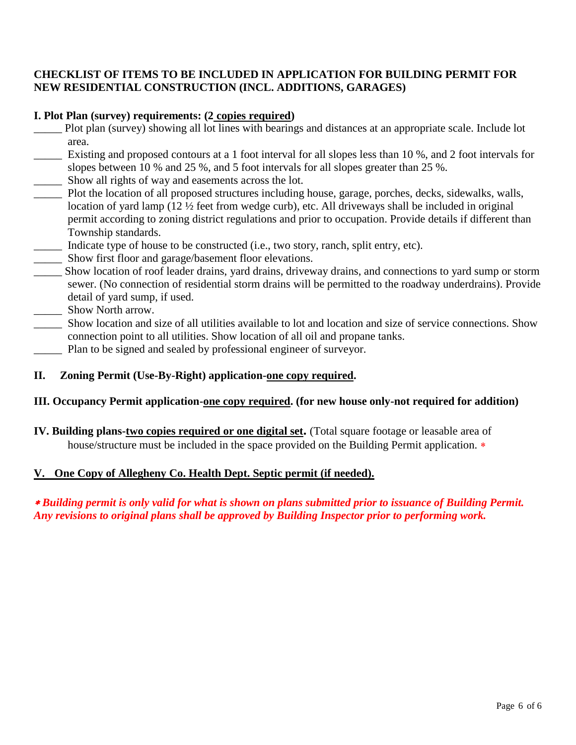**CHECKLIST OF ITEMS TO BE INCLUDED IN APPLICATION FOR BUILDING PERMIT FOR NEW RESIDENTIAL CONSTRUCTION (INCL. ADDITIONS, GARAGES)**

**I. Plot Plan (survey) requirements: (2 copies required)**

_____ Plot plan (survey) showing all lot lines with bearings and distances at an appropriate scale. Include lot area.

_____ Existing and proposed contours at a 1 foot interval for all slopes less than 10 %, and 2 foot intervals for slopes between 10 % and 25 %, and 5 foot intervals for all slopes greater than 25 %.

_____ Show all rights of way and easements across the lot.

_____ Plot the location of all proposed structures including house, garage, porches, decks, sidewalks, walls, location of yard lamp (12 ½ feet from wedge curb), etc. All driveways shall be included in original permit according to zoning district regulations and prior to occupation. Provide details if different than Township standards.

_____ Indicate type of house to be constructed (i.e., two story, ranch, split entry, etc).

_____ Show first floor and garage/basement floor elevations.

_____ Show location of roof leader drains, yard drains, driveway drains, and connections to yard sump or storm sewer. (No connection of residential storm drains will be permitted to the roadway underdrains). Provide detail of yard sump, if used.

_____ Show North arrow.

_____ Show location and size of all utilities available to lot and location and size of service connections. Show connection point to all utilities. Show location of all oil and propane tanks.

_____ Plan to be signed and sealed by professional engineer of surveyor.

**II. Zoning Permit (Use-By-Right) application-one copy required.**

**III. Occupancy Permit application-one copy required. (for new house only-not required for addition)**

**IV. Building plans-two copies required or one digital set.** (Total square footage or leasable area of house/structure must be included in the space provided on the Building Permit application. *

**V. One Copy of Allegheny Co. Health Dept. Septic permit (if needed).**

****Building permit is only valid for what is shown on plans submitted prior to issuance of Building Permit. Any revisions to original plans shall be approved by Building Inspector prior to performing work.***